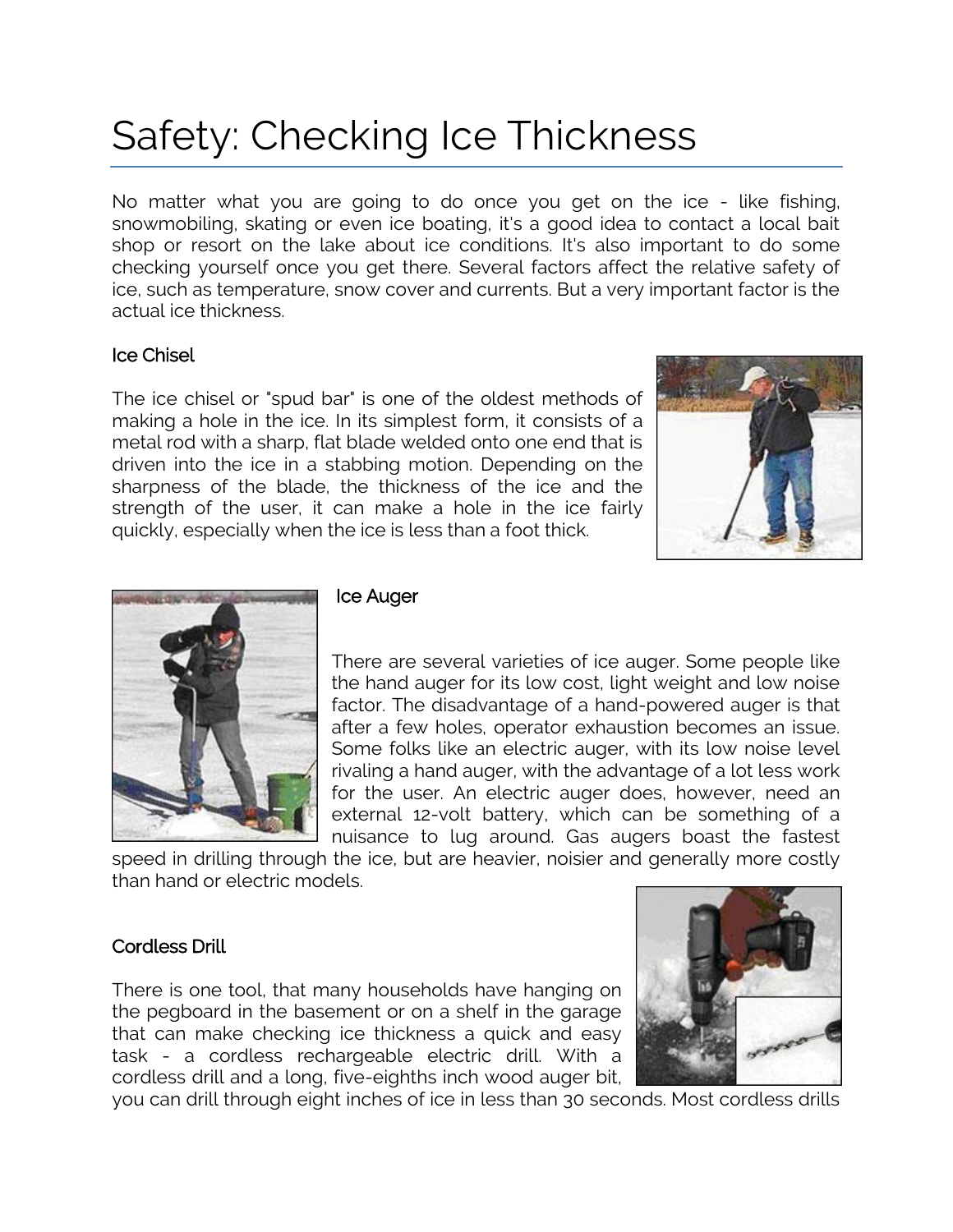# Safety: Checking Ice Thickness

No matter what you are going to do once you get on the ice - like fishing, snowmobiling, skating or even ice boating, it's a good idea to contact a local bait shop or resort on the lake about ice conditions. It's also important to do some checking yourself once you get there. Several factors affect the relative safety of ice, such as temperature, snow cover and currents. But a very important factor is the actual ice thickness.

### Ice Chisel

The ice chisel or "spud bar" is one of the oldest methods of making a hole in the ice. In its simplest form, it consists of a metal rod with a sharp, flat blade welded onto one end that is driven into the ice in a stabbing motion. Depending on the sharpness of the blade, the thickness of the ice and the strength of the user, it can make a hole in the ice fairly quickly, especially when the ice is less than a foot thick.

### Ice Auger

There are several varieties of ice auger. Some people like the hand auger for its low cost, light weight and low noise factor. The disadvantage of a hand-powered auger is that after a few holes, operator exhaustion becomes an issue. Some folks like an electric auger, with its low noise level rivaling a hand auger, with the advantage of a lot less work for the user. An electric auger does, however, need an external 12-volt battery, which can be something of a nuisance to lug around. Gas augers boast the fastest speed in drilling through the ice, but are heavier, noisier and generally more costly than hand or electric models.

### Cordless Drill

There is one tool, that many households have hanging on the pegboard in the basement or on a shelf in the garage that can make checking ice thickness a quick and easy task - a cordless rechargeable electric drill. With a cordless drill and a long, five-eighths inch wood auger bit, you can drill through eight inches of ice in less than 30 seconds. Most cordless drills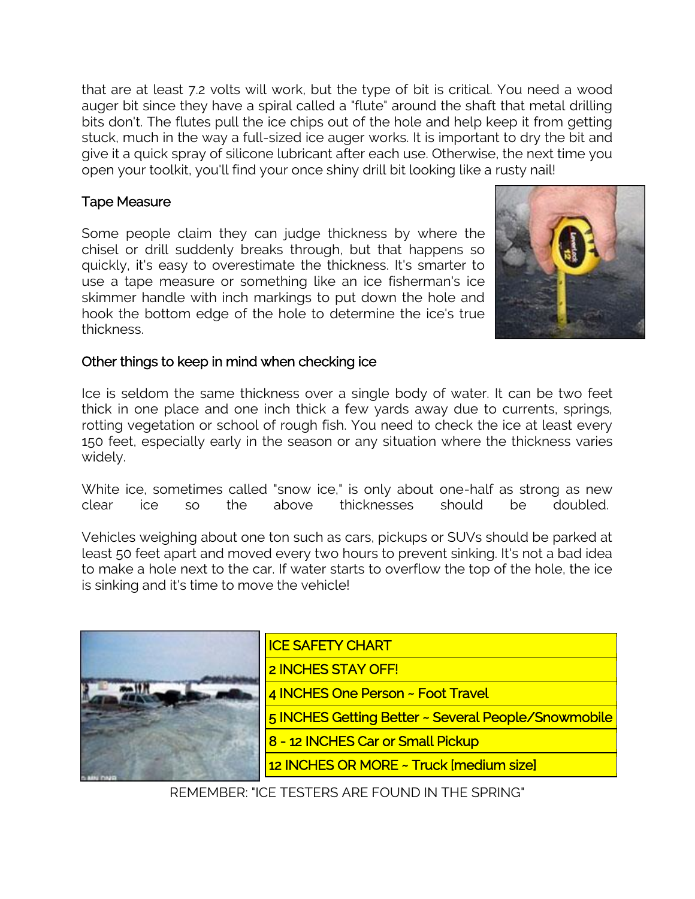that are at least 7.2 volts will work, but the type of bit is critical. You need a wood auger bit since they have a spiral called a "flute" around the shaft that metal drilling bits don't. The flutes pull the ice chips out of the hole and help keep it from getting stuck, much in the way a full-sized ice auger works. It is important to dry the bit and give it a quick spray of silicone lubricant after each use. Otherwise, the next time you open your toolkit, you'll find your once shiny drill bit looking like a rusty nail!

### Tape Measure

Some people claim they can judge thickness by where the chisel or drill suddenly breaks through, but that happens so quickly, it's easy to overestimate the thickness. It's smarter to use a tape measure or something like an ice fisherman's ice skimmer handle with inch markings to put down the hole and hook the bottom edge of the hole to determine the ice's true thickness.

### Other things to keep in mind when checking ice

Ice is seldom the same thickness over a single body of water. It can be two feet thick in one place and one inch thick a few yards away due to currents, springs, rotting vegetation or school of rough fish. You need to check the ice at least every 150 feet, especially early in the season or any situation where the thickness varies widely.

White ice, sometimes called "snow ice," is only about one-half as strong as new clear ice so the above thicknesses should be doubled.

Vehicles weighing about one ton such as cars, pickups or SUVs should be parked at least 50 feet apart and moved every two hours to prevent sinking. It's not a bad idea to make a hole next to the car. If water starts to overflow the top of the hole, the ice is sinking and it's time to move the vehicle!

| ICE SAFETY CHART |
| --- |
| 2 INCHES STAY OFF! |
| 4 INCHES One Person ~ Foot Travel |
| 5 INCHES Getting Better ~ Several People/Snowmobile |
| 8 - 12 INCHES Car or Small Pickup |
| 12 INCHES OR MORE ~ Truck [medium size] |

REMEMBER: "ICE TESTERS ARE FOUND IN THE SPRING"